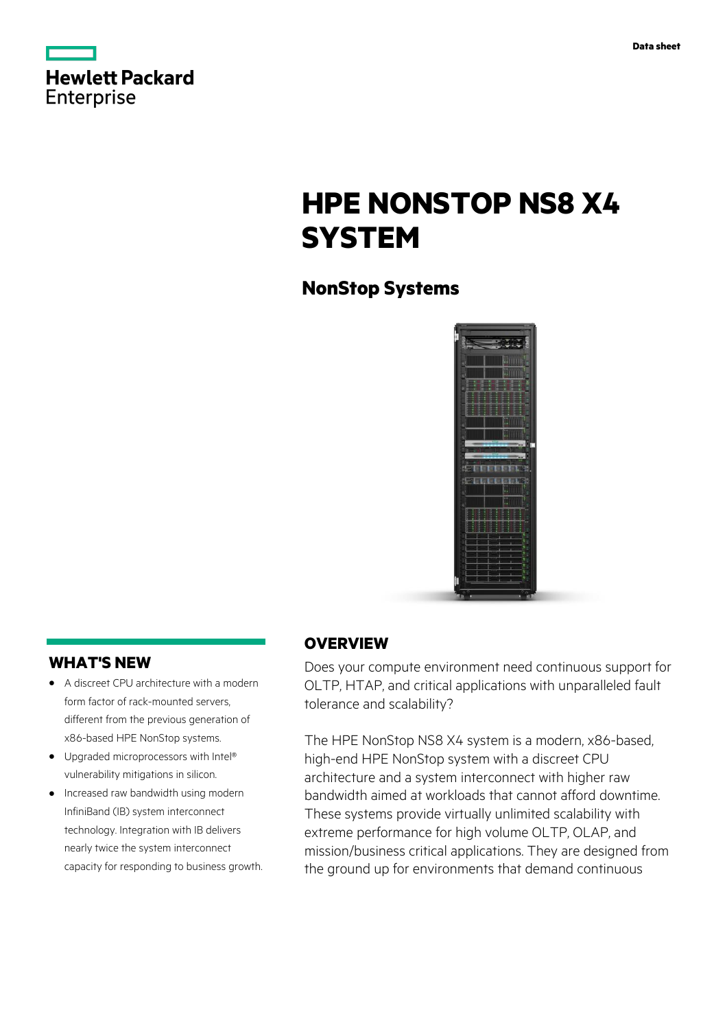Data sheet

# HPE NONSTOP NS8 X4 SYSTEM

## NonStop Systems

## OVERVIEW

Does your compute environment need continuous support for OLTP, HTAP, and critical applications with unparalleled fault tolerance and scalability?

The HPE NonStop NS8 X4 system is a modern, x86-based, high-end HPE NonStop system with a discreet CPU architecture and a system interconnect with higher raw bandwidth aimed at workloads that cannot afford downtime. These systems provide virtually unlimited scalability with extreme performance for high volume OLTP, OLAP, and mission/business critical applications. They are designed from the ground up for environments that demand continuous

## WHAT'S NEW

- A discreet CPU architecture with a modern form factor of rack-mounted servers, different from the previous generation of x86-based HPE NonStop systems.
- Upgraded microprocessors with Intel® vulnerability mitigations in silicon.
- Increased raw bandwidth using modern InfiniBand (IB) system interconnect technology. Integration with IB delivers nearly twice the system interconnect capacity for responding to business growth.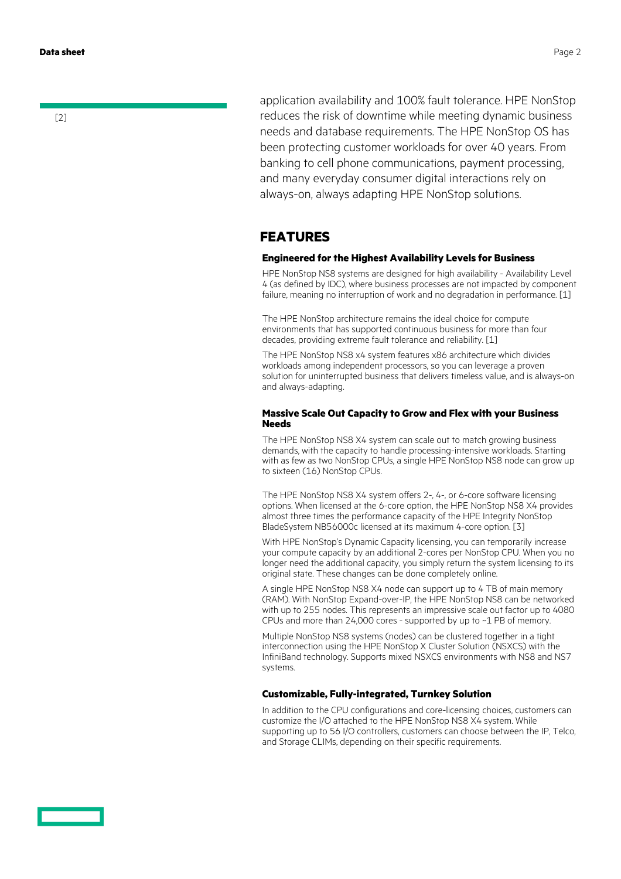[2]

application availability and 100% fault tolerance. HPE NonStop reduces the risk of downtime while meeting dynamic business needs and database requirements. The HPE NonStop OS has been protecting customer workloads for over 40 years. From banking to cell phone communications, payment processing, and many everyday consumer digital interactions rely on always-on, always adapting HPE NonStop solutions.

## FEATURES

### Engineered for the Highest Availability Levels for Business

HPE NonStop NS8 systems are designed for high availability - Availability Level 4 (as defined by IDC), where business processes are not impacted by component failure, meaning no interruption of work and no degradation in performance. [1]

The HPE NonStop architecture remains the ideal choice for compute environments that has supported continuous business for more than four decades, providing extreme fault tolerance and reliability. [1]

The HPE NonStop NS8 x4 system features x86 architecture which divides workloads among independent processors, so you can leverage a proven solution for uninterrupted business that delivers timeless value, and is always-on and always-adapting.

### Massive Scale Out Capacity to Grow and Flex with your Business Needs

The HPE NonStop NS8 X4 system can scale out to match growing business demands, with the capacity to handle processing-intensive workloads. Starting with as few as two NonStop CPUs, a single HPE NonStop NS8 node can grow up to sixteen (16) NonStop CPUs.

The HPE NonStop NS8 X4 system offers 2-, 4-, or 6-core software licensing options. When licensed at the 6-core option, the HPE NonStop NS8 X4 provides almost three times the performance capacity of the HPE Integrity NonStop BladeSystem NB56000c licensed at its maximum 4-core option. [3]

With HPE NonStop's Dynamic Capacity licensing, you can temporarily increase your compute capacity by an additional 2-cores per NonStop CPU. When you no longer need the additional capacity, you simply return the system licensing to its original state. These changes can be done completely online.

A single HPE NonStop NS8 X4 node can support up to 4 TB of main memory (RAM). With NonStop Expand-over-IP, the HPE NonStop NS8 can be networked with up to 255 nodes. This represents an impressive scale out factor up to 4080 CPUs and more than 24,000 cores - supported by up to ~1 PB of memory.

Multiple NonStop NS8 systems (nodes) can be clustered together in a tight interconnection using the HPE NonStop X Cluster Solution (NSXCS) with the InfiniBand technology. Supports mixed NSXCS environments with NS8 and NS7 systems.

### Customizable, Fully-integrated, Turnkey Solution

In addition to the CPU configurations and core-licensing choices, customers can customize the I/O attached to the HPE NonStop NS8 X4 system. While supporting up to 56 I/O controllers, customers can choose between the IP, Telco, and Storage CLIMs, depending on their specific requirements.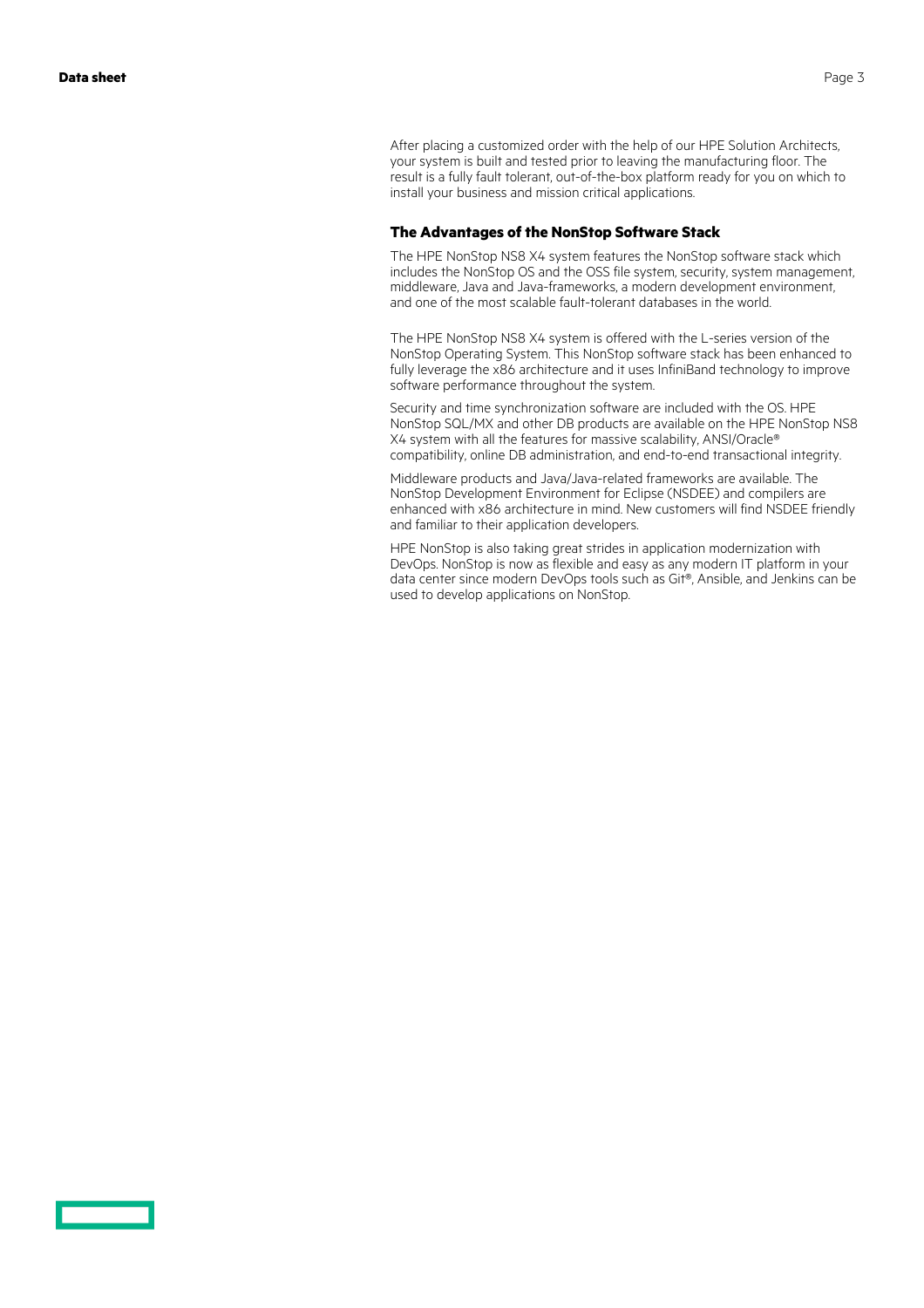After placing a customized order with the help of our HPE Solution Architects, your system is built and tested prior to leaving the manufacturing floor. The result is a fully fault tolerant, out-of-the-box platform ready for you on which to install your business and mission critical applications.

### The Advantages of the NonStop Software Stack

The HPE NonStop NS8 X4 system features the NonStop software stack which includes the NonStop OS and the OSS file system, security, system management, middleware, Java and Java-frameworks, a modern development environment, and one of the most scalable fault-tolerant databases in the world.

The HPE NonStop NS8 X4 system is offered with the L-series version of the NonStop Operating System. This NonStop software stack has been enhanced to fully leverage the x86 architecture and it uses InfiniBand technology to improve software performance throughout the system.

Security and time synchronization software are included with the OS. HPE NonStop SQL/MX and other DB products are available on the HPE NonStop NS8 X4 system with all the features for massive scalability, ANSI/Oracle® compatibility, online DB administration, and end-to-end transactional integrity.

Middleware products and Java/Java-related frameworks are available. The NonStop Development Environment for Eclipse (NSDEE) and compilers are enhanced with x86 architecture in mind. New customers will find NSDEE friendly and familiar to their application developers.

HPE NonStop is also taking great strides in application modernization with DevOps. NonStop is now as flexible and easy as any modern IT platform in your data center since modern DevOps tools such as Git®, Ansible, and Jenkins can be used to develop applications on NonStop.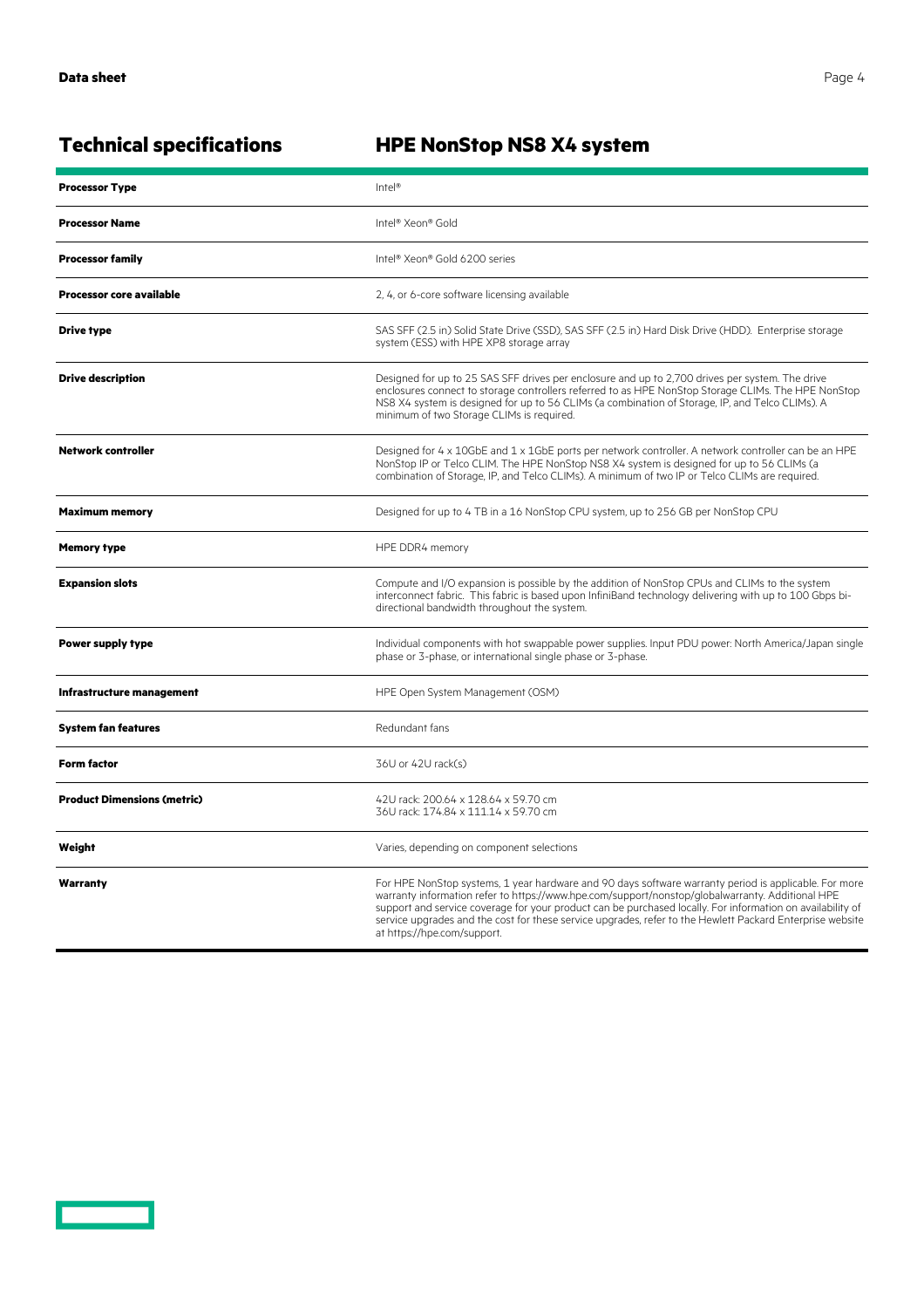## Technical specifications

| HPE NonStop NS8 X4 system | |
|---|---|
| **Processor Type** | Intel® |
| **Processor Name** | Intel® Xeon® Gold |
| **Processor family** | Intel® Xeon® Gold 6200 series |
| **Processor core available** | 2, 4, or 6-core software licensing available |
| **Drive type** | SAS SFF (2.5 in) Solid State Drive (SSD), SAS SFF (2.5 in) Hard Disk Drive (HDD). Enterprise storage system (ESS) with HPE XP8 storage array |
| **Drive description** | Designed for up to 25 SAS SFF drives per enclosure and up to 2,700 drives per system. The drive enclosures connect to storage controllers referred to as HPE NonStop Storage CLIMs. The HPE NonStop NS8 X4 system is designed for up to 56 CLIMs (a combination of Storage, IP, and Telco CLIMs). A minimum of two Storage CLIMs is required. |
| **Network controller** | Designed for 4 x 10GbE and 1 x 1GbE ports per network controller. A network controller can be an HPE NonStop IP or Telco CLIM. The HPE NonStop NS8 X4 system is designed for up to 56 CLIMs (a combination of Storage, IP, and Telco CLIMs). A minimum of two IP or Telco CLIMs are required. |
| **Maximum memory** | Designed for up to 4 TB in a 16 NonStop CPU system, up to 256 GB per NonStop CPU |
| **Memory type** | HPE DDR4 memory |
| **Expansion slots** | Compute and I/O expansion is possible by the addition of NonStop CPUs and CLIMs to the system interconnect fabric. This fabric is based upon InfiniBand technology delivering with up to 100 Gbps bi-directional bandwidth throughout the system. |
| **Power supply type** | Individual components with hot swappable power supplies. Input PDU power: North America/Japan single phase or 3-phase, or international single phase or 3-phase. |
| **Infrastructure management** | HPE Open System Management (OSM) |
| **System fan features** | Redundant fans |
| **Form factor** | 36U or 42U rack(s) |
| **Product Dimensions (metric)** | 42U rack: 200.64 x 128.64 x 59.70 cm<br>36U rack: 174.84 x 111.14 x 59.70 cm |
| **Weight** | Varies, depending on component selections |
| **Warranty** | For HPE NonStop systems, 1 year hardware and 90 days software warranty period is applicable. For more warranty information refer to https://www.hpe.com/support/nonstop/globalwarranty. Additional HPE support and service coverage for your product can be purchased locally. For information on availability of service upgrades and the cost for these service upgrades, refer to the Hewlett Packard Enterprise website at https://hpe.com/support. |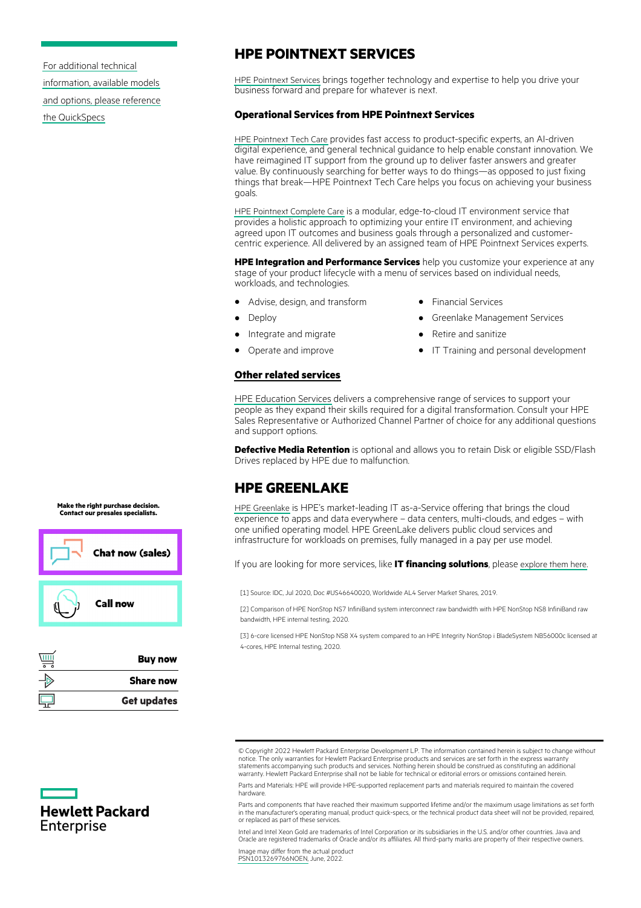For additional technical information, available models and options, please reference the QuickSpecs

# HPE POINTNEXT SERVICES

HPE Pointnext Services brings together technology and expertise to help you drive your business forward and prepare for whatever is next.

### Operational Services from HPE Pointnext Services

HPE Pointnext Tech Care provides fast access to product-specific experts, an AI-driven digital experience, and general technical guidance to help enable constant innovation. We have reimagined IT support from the ground up to deliver faster answers and greater value. By continuously searching for better ways to do things—as opposed to just fixing things that break—HPE Pointnext Tech Care helps you focus on achieving your business goals.

HPE Pointnext Complete Care is a modular, edge-to-cloud IT environment service that provides a holistic approach to optimizing your entire IT environment, and achieving agreed upon IT outcomes and business goals through a personalized and customer-centric experience. All delivered by an assigned team of HPE Pointnext Services experts.

**HPE Integration and Performance Services** help you customize your experience at any stage of your product lifecycle with a menu of services based on individual needs, workloads, and technologies.

- Advise, design, and transform
- Deploy
- Integrate and migrate
- Operate and improve
- Financial Services
- Greenlake Management Services
- Retire and sanitize
- IT Training and personal development

### Other related services

HPE Education Services delivers a comprehensive range of services to support your people as they expand their skills required for a digital transformation. Consult your HPE Sales Representative or Authorized Channel Partner of choice for any additional questions and support options.

**Defective Media Retention** is optional and allows you to retain Disk or eligible SSD/Flash Drives replaced by HPE due to malfunction.

# HPE GREENLAKE

HPE Greenlake is HPE's market-leading IT as-a-Service offering that brings the cloud experience to apps and data everywhere – data centers, multi-clouds, and edges – with one unified operating model. HPE GreenLake delivers public cloud services and infrastructure for workloads on premises, fully managed in a pay per use model.

If you are looking for more services, like **IT financing solutions**, please explore them here.

[1] Source: IDC, Jul 2020, Doc #US46640020, Worldwide AL4 Server Market Shares, 2019.

[2] Comparison of HPE NonStop NS7 InfiniBand system interconnect raw bandwidth with HPE NonStop NS8 InfiniBand raw bandwidth, HPE internal testing, 2020.

[3] 6-core licensed HPE NonStop NS8 X4 system compared to an HPE Integrity NonStop i BladeSystem NB56000c licensed at 4-cores, HPE Internal testing, 2020.

**Make the right purchase decision. Contact our presales specialists.**

**Chat now (sales)**

**Call now**

**Buy now**

**Share now**

**Get updates**

Hewlett Packard Enterprise

© Copyright 2022 Hewlett Packard Enterprise Development LP. The information contained herein is subject to change without notice. The only warranties for Hewlett Packard Enterprise products and services are set forth in the express warranty statements accompanying such products and services. Nothing herein should be construed as constituting an additional warranty. Hewlett Packard Enterprise shall not be liable for technical or editorial errors or omissions contained herein.

Parts and Materials: HPE will provide HPE-supported replacement parts and materials required to maintain the covered hardware.

Parts and components that have reached their maximum supported lifetime and/or the maximum usage limitations as set forth in the manufacturer's operating manual, product quick-specs, or the technical product data sheet will not be provided, repaired, or replaced as part of these services.

Intel and Intel Xeon Gold are trademarks of Intel Corporation or its subsidiaries in the U.S. and/or other countries. Java and Oracle are registered trademarks of Oracle and/or its affiliates. All third-party marks are property of their respective owners.

Image may differ from the actual product
PSN1013269766NOEN, June, 2022.